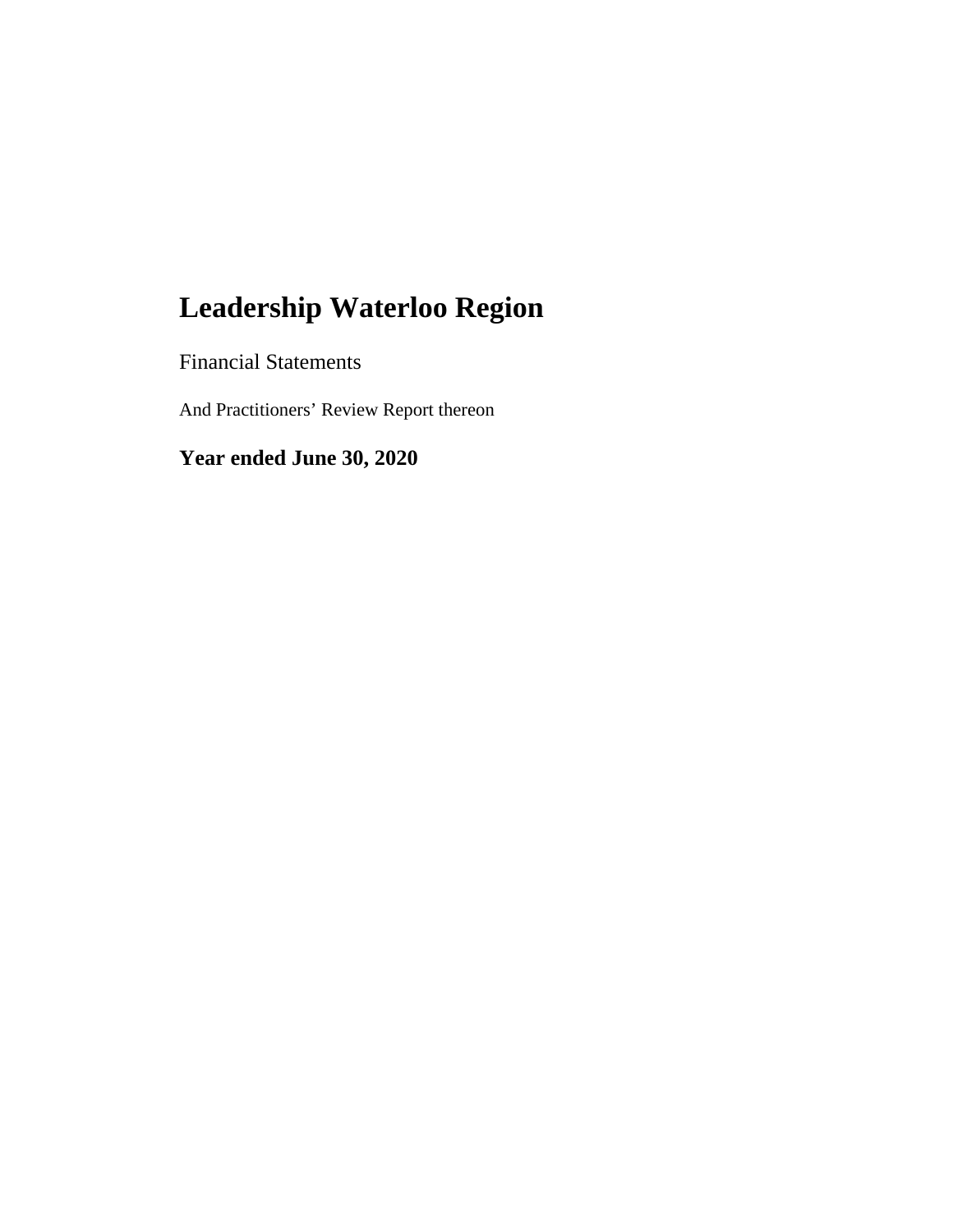# Leadership Waterloo Region

Financial Statements

And Practitioners' Review Report thereon

**Year ended June 30, 2020**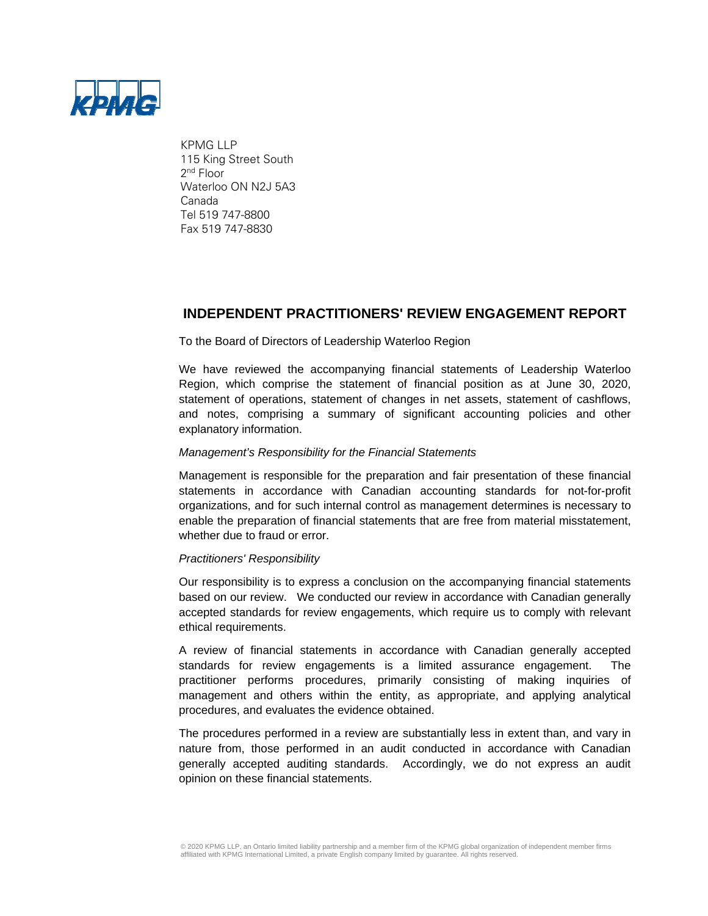KPMG LLP
115 King Street South
2nd Floor
Waterloo ON N2J 5A3
Canada
Tel 519 747-8800
Fax 519 747-8830

## INDEPENDENT PRACTITIONERS' REVIEW ENGAGEMENT REPORT

To the Board of Directors of Leadership Waterloo Region

We have reviewed the accompanying financial statements of Leadership Waterloo Region, which comprise the statement of financial position as at June 30, 2020, statement of operations, statement of changes in net assets, statement of cashflows, and notes, comprising a summary of significant accounting policies and other explanatory information.

*Management's Responsibility for the Financial Statements*

Management is responsible for the preparation and fair presentation of these financial statements in accordance with Canadian accounting standards for not-for-profit organizations, and for such internal control as management determines is necessary to enable the preparation of financial statements that are free from material misstatement, whether due to fraud or error.

*Practitioners' Responsibility*

Our responsibility is to express a conclusion on the accompanying financial statements based on our review. We conducted our review in accordance with Canadian generally accepted standards for review engagements, which require us to comply with relevant ethical requirements.

A review of financial statements in accordance with Canadian generally accepted standards for review engagements is a limited assurance engagement. The practitioner performs procedures, primarily consisting of making inquiries of management and others within the entity, as appropriate, and applying analytical procedures, and evaluates the evidence obtained.

The procedures performed in a review are substantially less in extent than, and vary in nature from, those performed in an audit conducted in accordance with Canadian generally accepted auditing standards. Accordingly, we do not express an audit opinion on these financial statements.

© 2020 KPMG LLP, an Ontario limited liability partnership and a member firm of the KPMG global organization of independent member firms affiliated with KPMG International Limited, a private English company limited by guarantee. All rights reserved.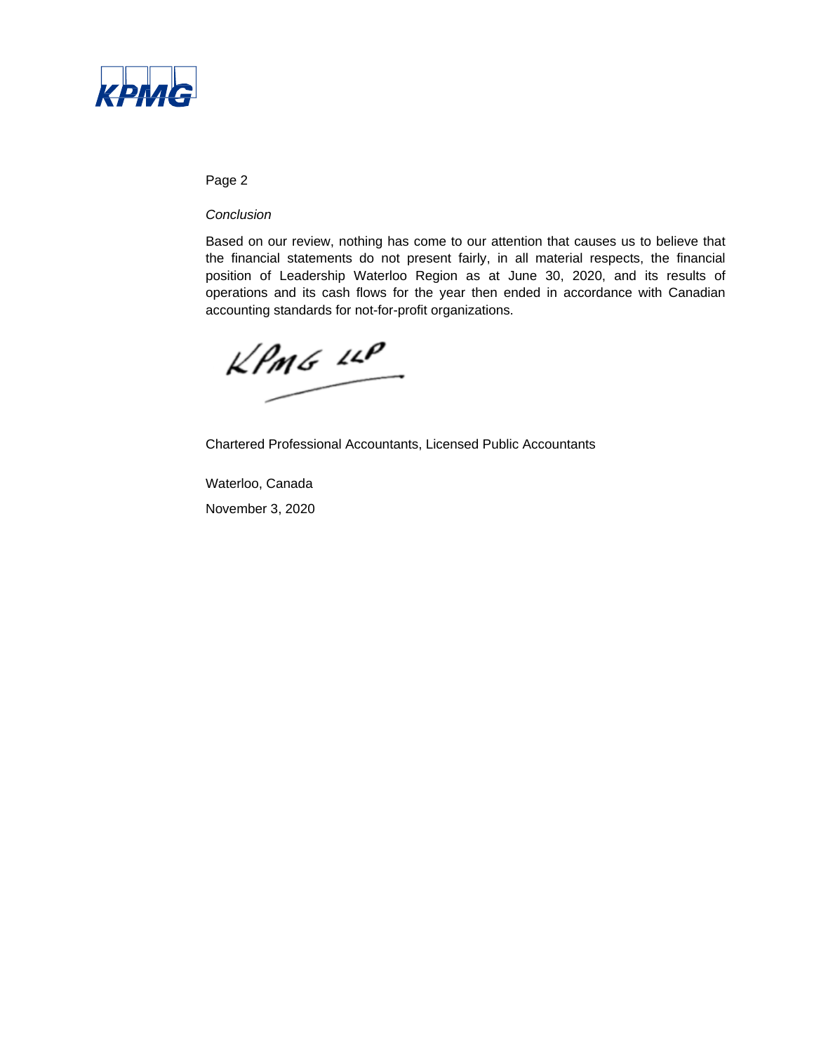*Conclusion*

Based on our review, nothing has come to our attention that causes us to believe that the financial statements do not present fairly, in all material respects, the financial position of Leadership Waterloo Region as at June 30, 2020, and its results of operations and its cash flows for the year then ended in accordance with Canadian accounting standards for not-for-profit organizations.

KPMG LLP

Chartered Professional Accountants, Licensed Public Accountants

Waterloo, Canada

November 3, 2020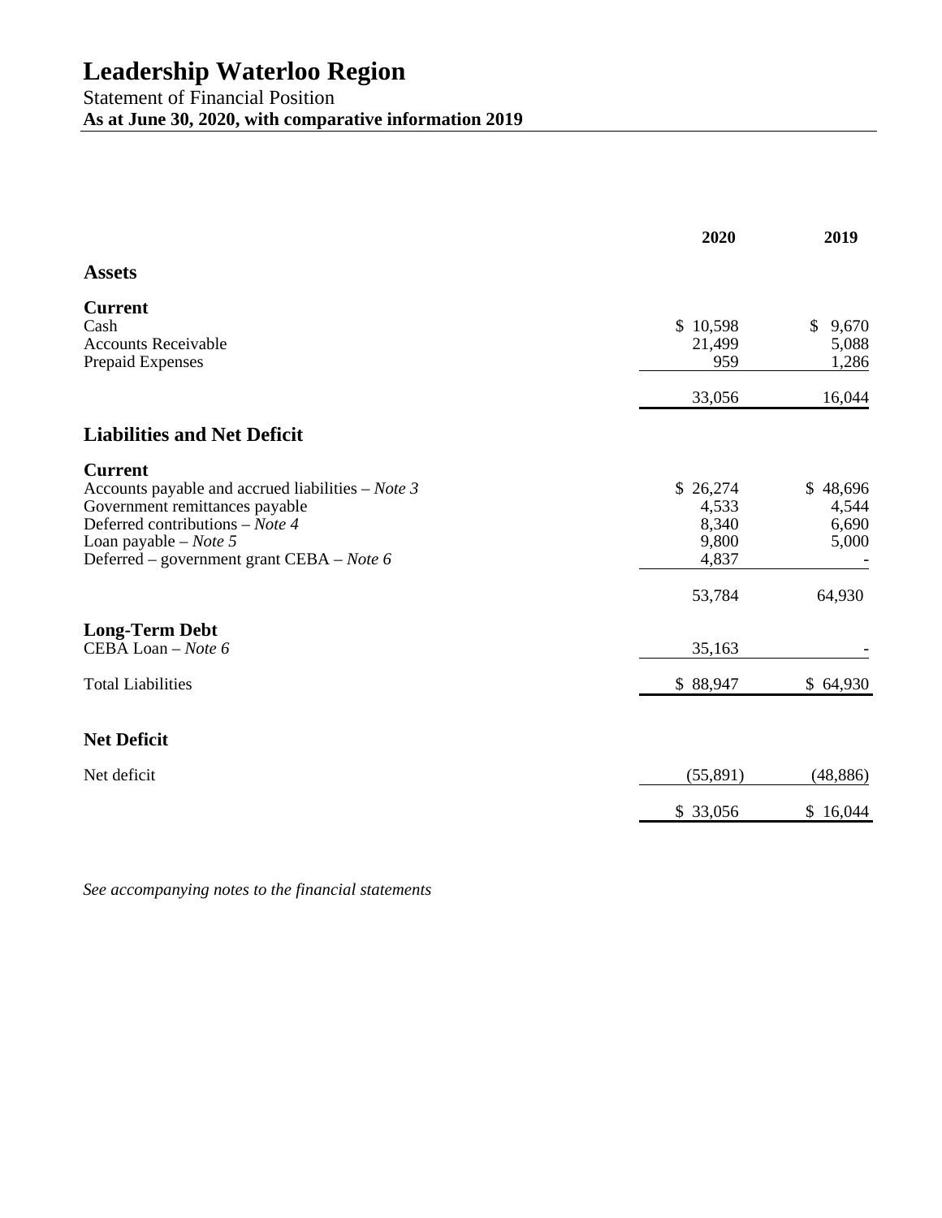# Leadership Waterloo Region

Statement of Financial Position

**As at June 30, 2020, with comparative information 2019**

| | **2020** | **2019** |
|---|---|---|
| **Assets** | | |
| **Current** | | |
| Cash | $ 10,598 | $ 9,670 |
| Accounts Receivable | 21,499 | 5,088 |
| Prepaid Expenses | 959 | 1,286 |
| | 33,056 | 16,044 |
| **Liabilities and Net Deficit** | | |
| **Current** | | |
| Accounts payable and accrued liabilities – *Note 3* | $ 26,274 | $ 48,696 |
| Government remittances payable | 4,533 | 4,544 |
| Deferred contributions – *Note 4* | 8,340 | 6,690 |
| Loan payable – *Note 5* | 9,800 | 5,000 |
| Deferred – government grant CEBA – *Note 6* | 4,837 | - |
| | 53,784 | 64,930 |
| **Long-Term Debt** | | |
| CEBA Loan – *Note 6* | 35,163 | - |
| Total Liabilities | $ 88,947 | $ 64,930 |
| **Net Deficit** | | |
| Net deficit | (55,891) | (48,886) |
| | $ 33,056 | $ 16,044 |

*See accompanying notes to the financial statements*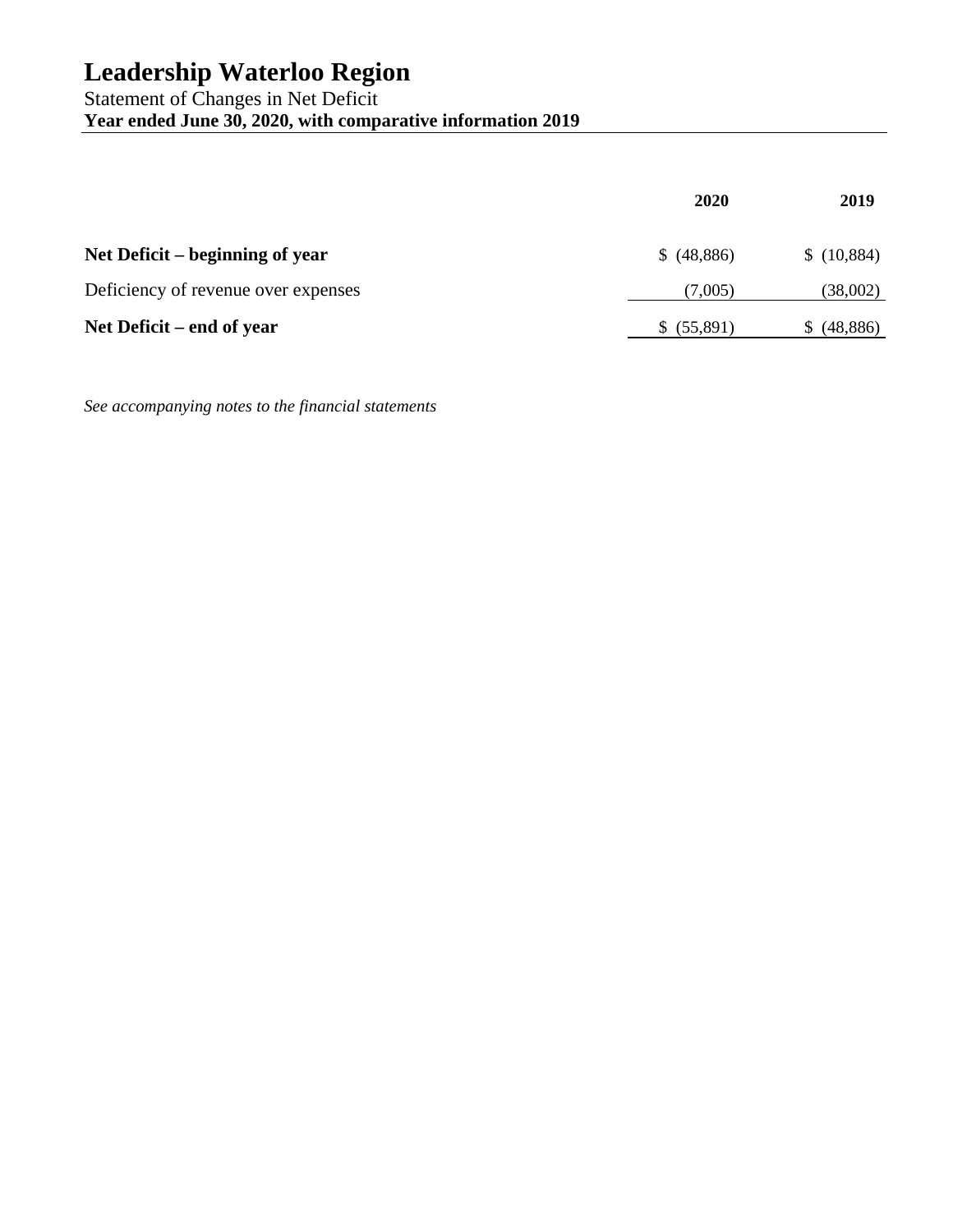# Leadership Waterloo Region

Statement of Changes in Net Deficit

**Year ended June 30, 2020, with comparative information 2019**

| | 2020 | 2019 |
|---|---|---|
| **Net Deficit – beginning of year** | $ (48,886) | $ (10,884) |
| Deficiency of revenue over expenses | (7,005) | (38,002) |
| **Net Deficit – end of year** | $ (55,891) | $ (48,886) |

*See accompanying notes to the financial statements*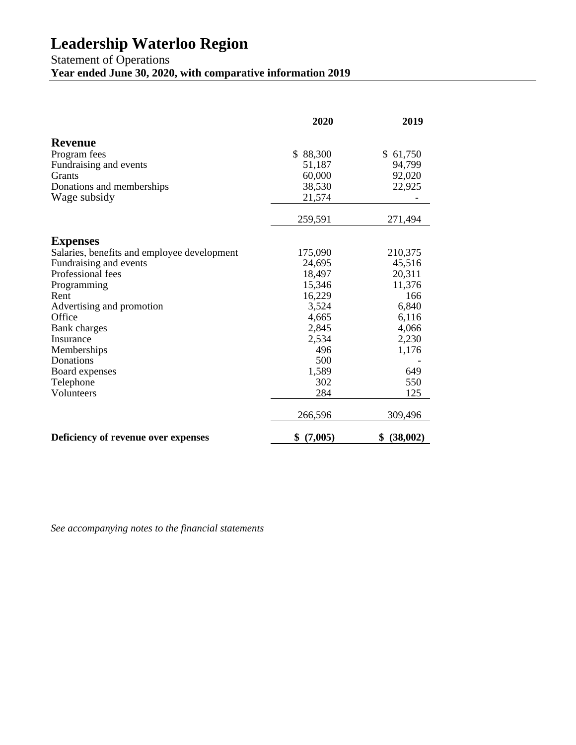# Leadership Waterloo Region

Statement of Operations

**Year ended June 30, 2020, with comparative information 2019**

| | 2020 | 2019 |
|---|---|---|
| **Revenue** | | |
| Program fees | $ 88,300 | $ 61,750 |
| Fundraising and events | 51,187 | 94,799 |
| Grants | 60,000 | 92,020 |
| Donations and memberships | 38,530 | 22,925 |
| Wage subsidy | 21,574 | - |
| | 259,591 | 271,494 |
| **Expenses** | | |
| Salaries, benefits and employee development | 175,090 | 210,375 |
| Fundraising and events | 24,695 | 45,516 |
| Professional fees | 18,497 | 20,311 |
| Programming | 15,346 | 11,376 |
| Rent | 16,229 | 166 |
| Advertising and promotion | 3,524 | 6,840 |
| Office | 4,665 | 6,116 |
| Bank charges | 2,845 | 4,066 |
| Insurance | 2,534 | 2,230 |
| Memberships | 496 | 1,176 |
| Donations | 500 | - |
| Board expenses | 1,589 | 649 |
| Telephone | 302 | 550 |
| Volunteers | 284 | 125 |
| | 266,596 | 309,496 |
| **Deficiency of revenue over expenses** | **$ (7,005)** | **$ (38,002)** |

*See accompanying notes to the financial statements*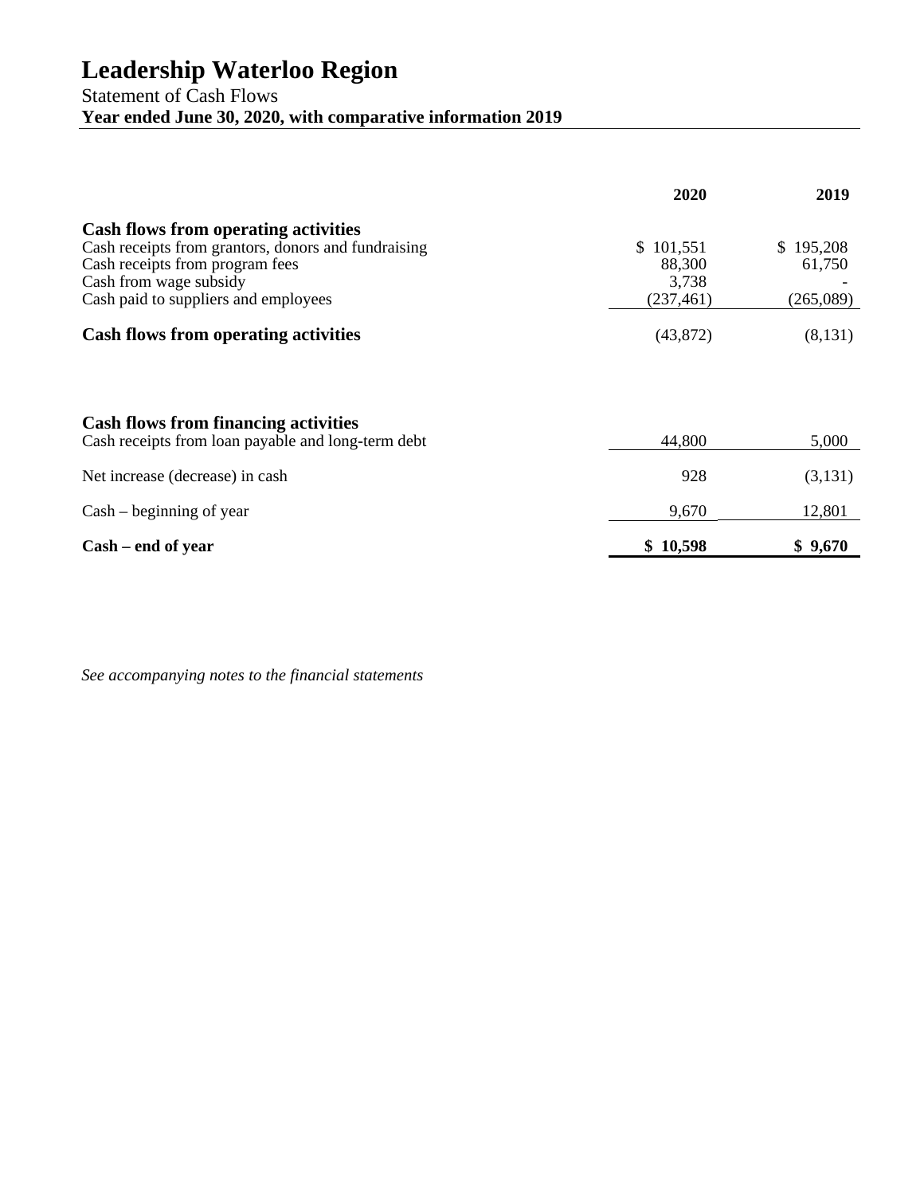# Leadership Waterloo Region

Statement of Cash Flows

**Year ended June 30, 2020, with comparative information 2019**

| | 2020 | 2019 |
|---|---|---|
| **Cash flows from operating activities** | | |
| Cash receipts from grantors, donors and fundraising | $ 101,551 | $ 195,208 |
| Cash receipts from program fees | 88,300 | 61,750 |
| Cash from wage subsidy | 3,738 | - |
| Cash paid to suppliers and employees | (237,461) | (265,089) |
| **Cash flows from operating activities** | (43,872) | (8,131) |
| **Cash flows from financing activities** | | |
| Cash receipts from loan payable and long-term debt | 44,800 | 5,000 |
| Net increase (decrease) in cash | 928 | (3,131) |
| Cash – beginning of year | 9,670 | 12,801 |
| **Cash – end of year** | **$ 10,598** | **$ 9,670** |

*See accompanying notes to the financial statements*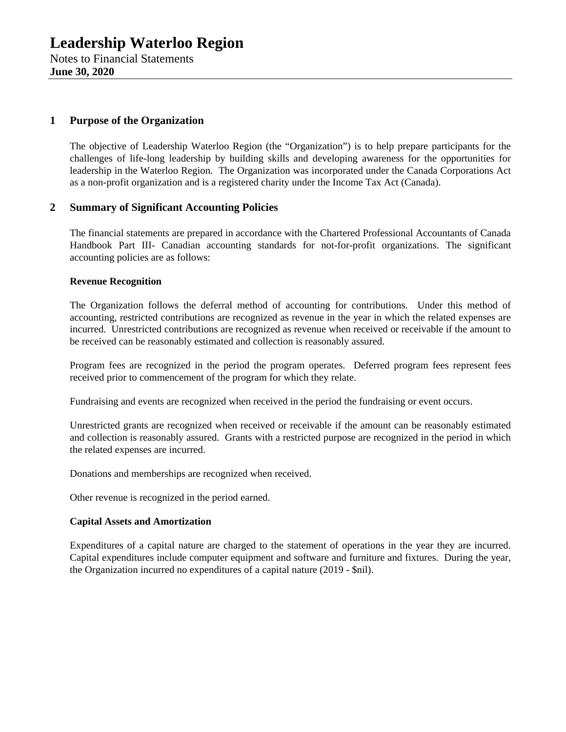# Leadership Waterloo Region

Notes to Financial Statements

**June 30, 2020**

## 1 Purpose of the Organization

The objective of Leadership Waterloo Region (the "Organization") is to help prepare participants for the challenges of life-long leadership by building skills and developing awareness for the opportunities for leadership in the Waterloo Region. The Organization was incorporated under the Canada Corporations Act as a non-profit organization and is a registered charity under the Income Tax Act (Canada).

## 2 Summary of Significant Accounting Policies

The financial statements are prepared in accordance with the Chartered Professional Accountants of Canada Handbook Part III- Canadian accounting standards for not-for-profit organizations. The significant accounting policies are as follows:

**Revenue Recognition**

The Organization follows the deferral method of accounting for contributions. Under this method of accounting, restricted contributions are recognized as revenue in the year in which the related expenses are incurred. Unrestricted contributions are recognized as revenue when received or receivable if the amount to be received can be reasonably estimated and collection is reasonably assured.

Program fees are recognized in the period the program operates. Deferred program fees represent fees received prior to commencement of the program for which they relate.

Fundraising and events are recognized when received in the period the fundraising or event occurs.

Unrestricted grants are recognized when received or receivable if the amount can be reasonably estimated and collection is reasonably assured. Grants with a restricted purpose are recognized in the period in which the related expenses are incurred.

Donations and memberships are recognized when received.

Other revenue is recognized in the period earned.

**Capital Assets and Amortization**

Expenditures of a capital nature are charged to the statement of operations in the year they are incurred. Capital expenditures include computer equipment and software and furniture and fixtures. During the year, the Organization incurred no expenditures of a capital nature (2019 - $nil).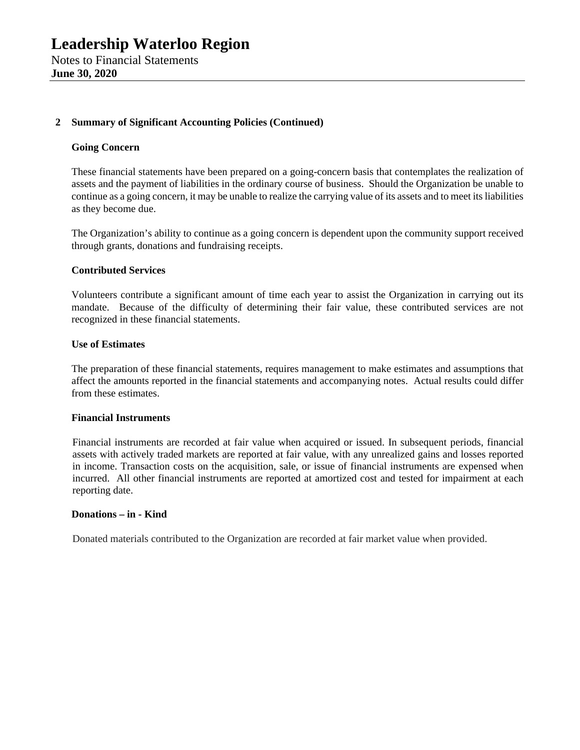# Leadership Waterloo Region

Notes to Financial Statements

**June 30, 2020**

## 2 Summary of Significant Accounting Policies (Continued)

### Going Concern

These financial statements have been prepared on a going-concern basis that contemplates the realization of assets and the payment of liabilities in the ordinary course of business. Should the Organization be unable to continue as a going concern, it may be unable to realize the carrying value of its assets and to meet its liabilities as they become due.

The Organization's ability to continue as a going concern is dependent upon the community support received through grants, donations and fundraising receipts.

### Contributed Services

Volunteers contribute a significant amount of time each year to assist the Organization in carrying out its mandate. Because of the difficulty of determining their fair value, these contributed services are not recognized in these financial statements.

### Use of Estimates

The preparation of these financial statements, requires management to make estimates and assumptions that affect the amounts reported in the financial statements and accompanying notes. Actual results could differ from these estimates.

### Financial Instruments

Financial instruments are recorded at fair value when acquired or issued. In subsequent periods, financial assets with actively traded markets are reported at fair value, with any unrealized gains and losses reported in income. Transaction costs on the acquisition, sale, or issue of financial instruments are expensed when incurred. All other financial instruments are reported at amortized cost and tested for impairment at each reporting date.

### Donations – in - Kind

Donated materials contributed to the Organization are recorded at fair market value when provided.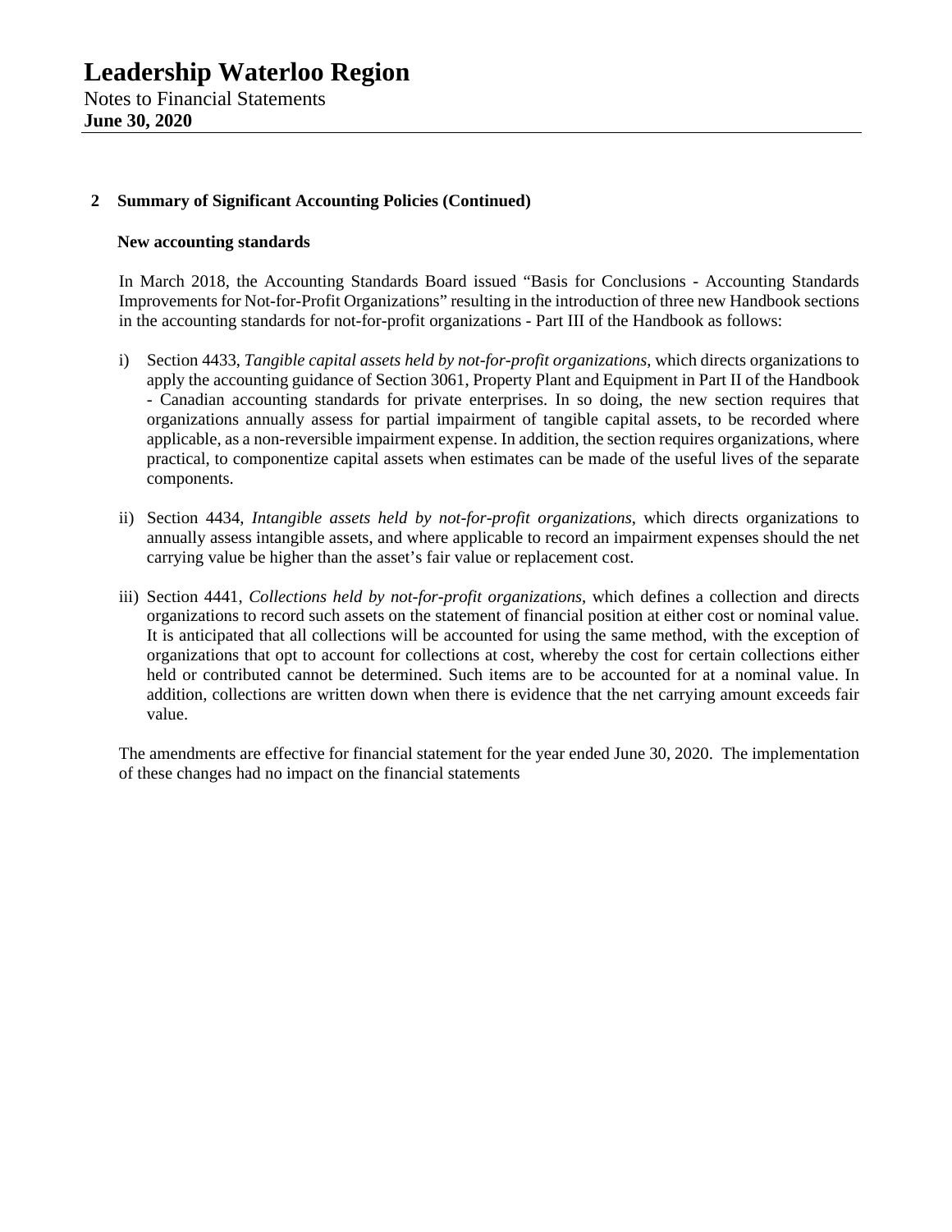# Leadership Waterloo Region

Notes to Financial Statements
**June 30, 2020**

## 2 Summary of Significant Accounting Policies (Continued)

### New accounting standards

In March 2018, the Accounting Standards Board issued "Basis for Conclusions - Accounting Standards Improvements for Not-for-Profit Organizations" resulting in the introduction of three new Handbook sections in the accounting standards for not-for-profit organizations - Part III of the Handbook as follows:

i) Section 4433, *Tangible capital assets held by not-for-profit organizations*, which directs organizations to apply the accounting guidance of Section 3061, Property Plant and Equipment in Part II of the Handbook - Canadian accounting standards for private enterprises. In so doing, the new section requires that organizations annually assess for partial impairment of tangible capital assets, to be recorded where applicable, as a non-reversible impairment expense. In addition, the section requires organizations, where practical, to componentize capital assets when estimates can be made of the useful lives of the separate components.

ii) Section 4434, *Intangible assets held by not-for-profit organizations*, which directs organizations to annually assess intangible assets, and where applicable to record an impairment expenses should the net carrying value be higher than the asset's fair value or replacement cost.

iii) Section 4441, *Collections held by not-for-profit organizations*, which defines a collection and directs organizations to record such assets on the statement of financial position at either cost or nominal value. It is anticipated that all collections will be accounted for using the same method, with the exception of organizations that opt to account for collections at cost, whereby the cost for certain collections either held or contributed cannot be determined. Such items are to be accounted for at a nominal value. In addition, collections are written down when there is evidence that the net carrying amount exceeds fair value.

The amendments are effective for financial statement for the year ended June 30, 2020. The implementation of these changes had no impact on the financial statements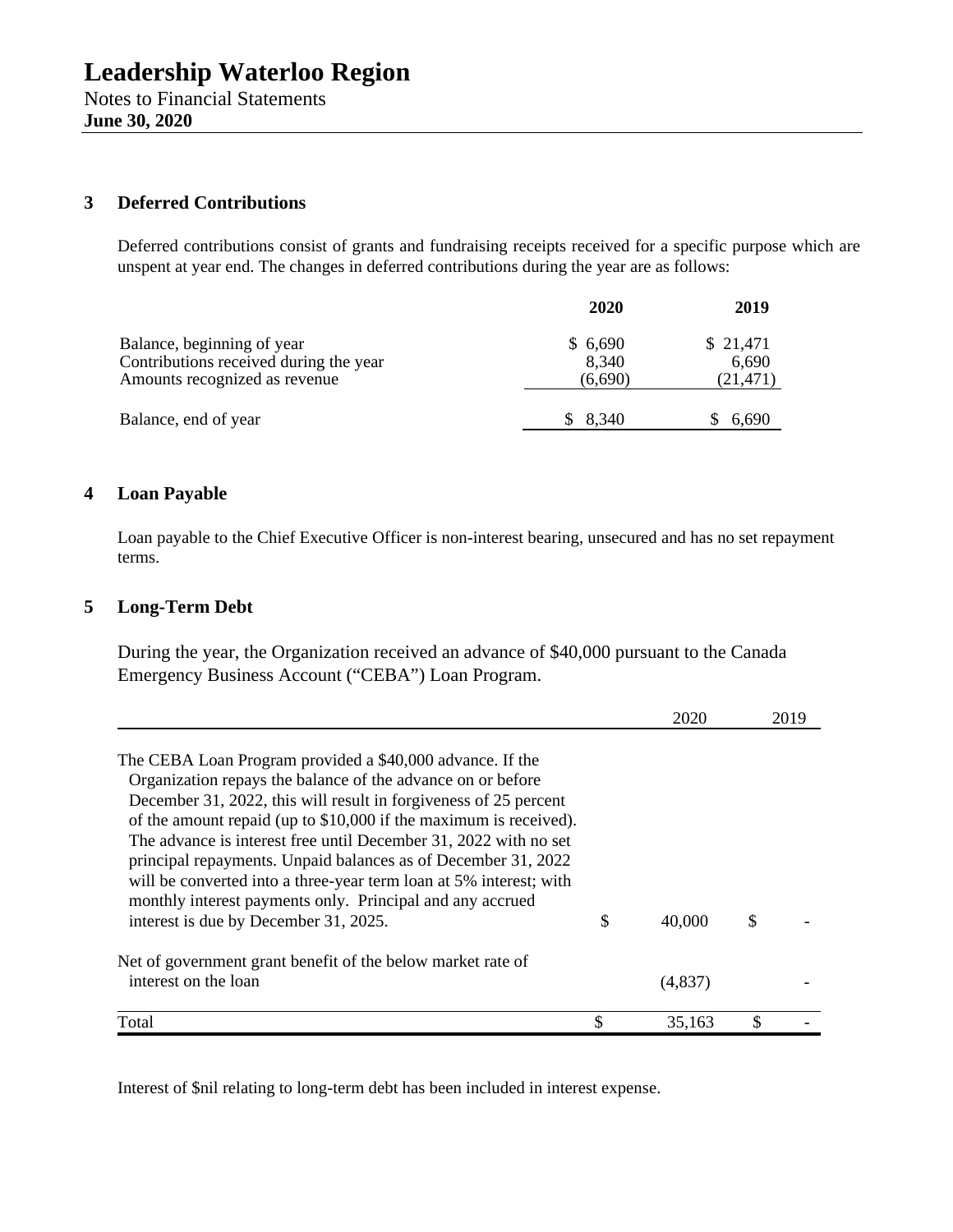# Leadership Waterloo Region

Notes to Financial Statements

**June 30, 2020**

## 3 Deferred Contributions

Deferred contributions consist of grants and fundraising receipts received for a specific purpose which are unspent at year end. The changes in deferred contributions during the year are as follows:

| | 2020 | 2019 |
|---|---|---|
| Balance, beginning of year | $ 6,690 | $ 21,471 |
| Contributions received during the year | 8,340 | 6,690 |
| Amounts recognized as revenue | (6,690) | (21,471) |
| Balance, end of year | $ 8,340 | $ 6,690 |

## 4 Loan Payable

Loan payable to the Chief Executive Officer is non-interest bearing, unsecured and has no set repayment terms.

## 5 Long-Term Debt

During the year, the Organization received an advance of $40,000 pursuant to the Canada Emergency Business Account ("CEBA") Loan Program.

| | 2020 | 2019 |
|---|---|---|
| The CEBA Loan Program provided a $40,000 advance. If the Organization repays the balance of the advance on or before December 31, 2022, this will result in forgiveness of 25 percent of the amount repaid (up to $10,000 if the maximum is received). The advance is interest free until December 31, 2022 with no set principal repayments. Unpaid balances as of December 31, 2022 will be converted into a three-year term loan at 5% interest; with monthly interest payments only. Principal and any accrued interest is due by December 31, 2025. | $ 40,000 | $ - |
| Net of government grant benefit of the below market rate of interest on the loan | (4,837) | - |
| Total | $ 35,163 | $ - |

Interest of $nil relating to long-term debt has been included in interest expense.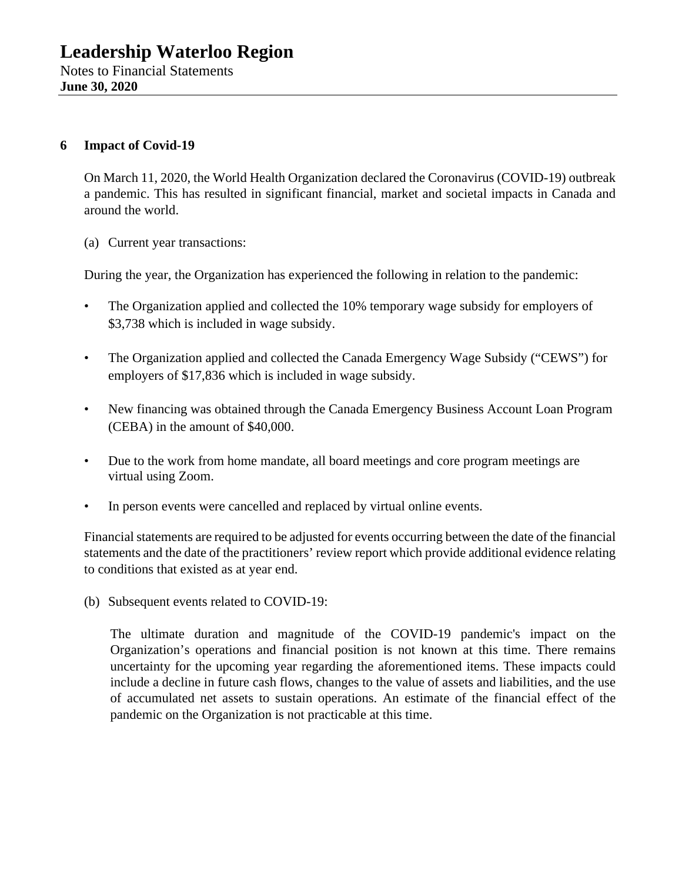## 6 Impact of Covid-19

On March 11, 2020, the World Health Organization declared the Coronavirus (COVID-19) outbreak a pandemic. This has resulted in significant financial, market and societal impacts in Canada and around the world.

(a) Current year transactions:

During the year, the Organization has experienced the following in relation to the pandemic:

- The Organization applied and collected the 10% temporary wage subsidy for employers of $3,738 which is included in wage subsidy.
- The Organization applied and collected the Canada Emergency Wage Subsidy ("CEWS") for employers of $17,836 which is included in wage subsidy.
- New financing was obtained through the Canada Emergency Business Account Loan Program (CEBA) in the amount of $40,000.
- Due to the work from home mandate, all board meetings and core program meetings are virtual using Zoom.
- In person events were cancelled and replaced by virtual online events.

Financial statements are required to be adjusted for events occurring between the date of the financial statements and the date of the practitioners' review report which provide additional evidence relating to conditions that existed as at year end.

(b) Subsequent events related to COVID-19:

The ultimate duration and magnitude of the COVID-19 pandemic's impact on the Organization's operations and financial position is not known at this time. There remains uncertainty for the upcoming year regarding the aforementioned items. These impacts could include a decline in future cash flows, changes to the value of assets and liabilities, and the use of accumulated net assets to sustain operations. An estimate of the financial effect of the pandemic on the Organization is not practicable at this time.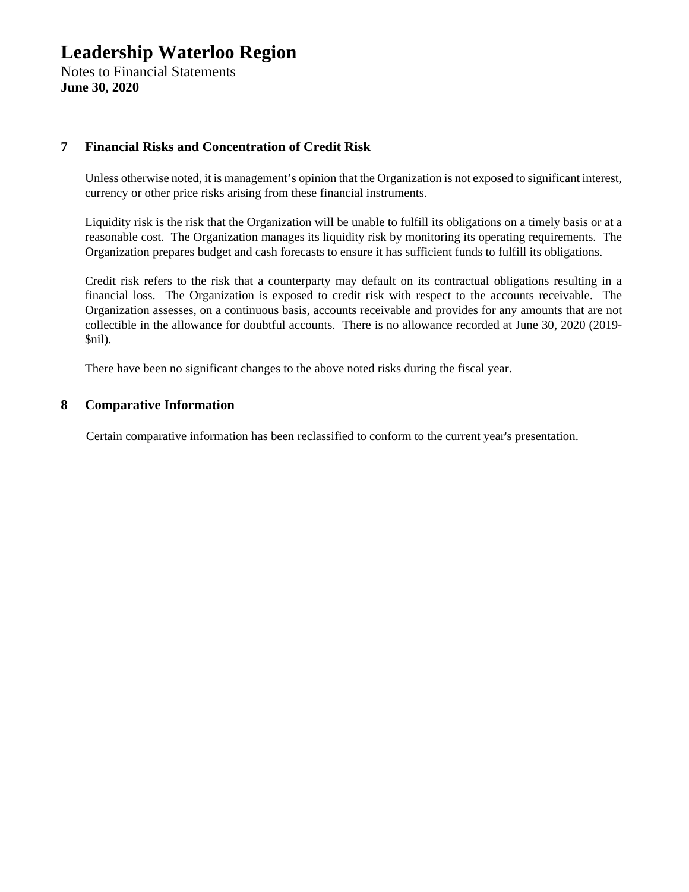## 7 Financial Risks and Concentration of Credit Risk

Unless otherwise noted, it is management's opinion that the Organization is not exposed to significant interest, currency or other price risks arising from these financial instruments.

Liquidity risk is the risk that the Organization will be unable to fulfill its obligations on a timely basis or at a reasonable cost. The Organization manages its liquidity risk by monitoring its operating requirements. The Organization prepares budget and cash forecasts to ensure it has sufficient funds to fulfill its obligations.

Credit risk refers to the risk that a counterparty may default on its contractual obligations resulting in a financial loss. The Organization is exposed to credit risk with respect to the accounts receivable. The Organization assesses, on a continuous basis, accounts receivable and provides for any amounts that are not collectible in the allowance for doubtful accounts. There is no allowance recorded at June 30, 2020 (2019- $nil).

There have been no significant changes to the above noted risks during the fiscal year.

## 8 Comparative Information

Certain comparative information has been reclassified to conform to the current year's presentation.